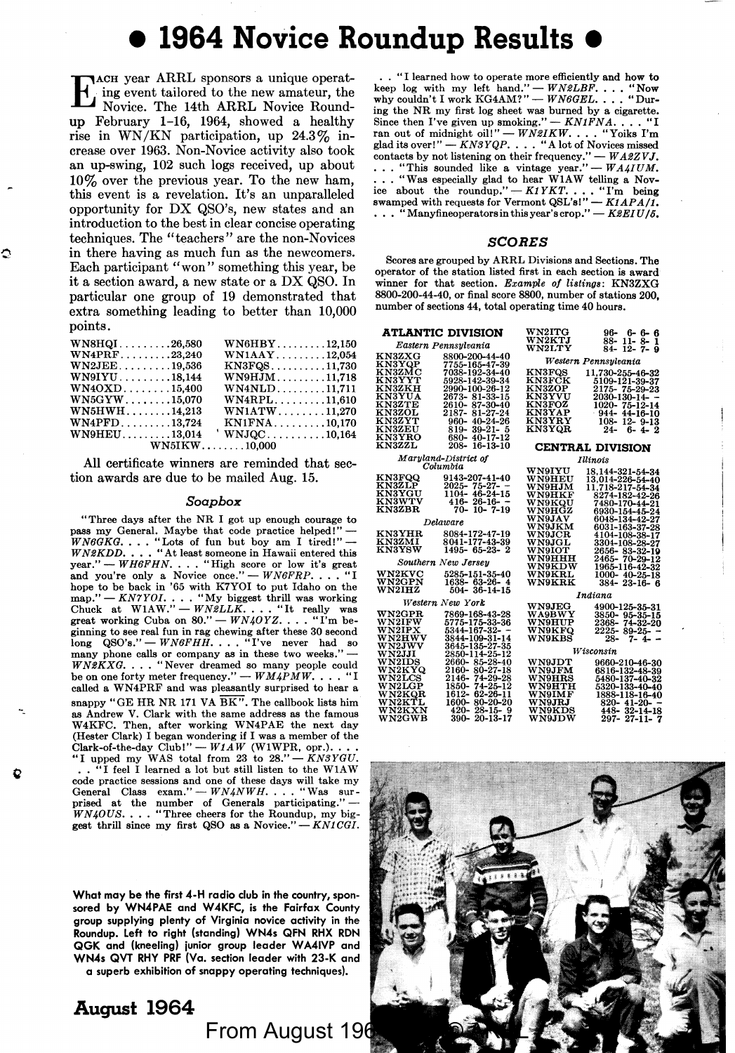# • 1964 Novice Roundup Results •

Each year ARRL sponsors a unique operating event tailored to the new amateur, the Novice. The 14th ARRL Novice Roundup February 1–16, 1964, showed a healthy rise in WN/KN participation, up 24.3% increase over 1963. Non-Novice activity also took an up-swing, 102 such logs received, up about 10% over the previous year. To the new ham, this event is a revelation. It's an unparalleled opportunity for DX QSO's, new states and an introduction to the best in clear concise operating techniques. The "teachers" are the non-Novices in there having as much fun as the newcomers. Each participant "won" something this year, be it a section award, a new state or a DX QSO. In particular one group of 19 demonstrated that extra something leading to better than 10,000 points.

| | | | |
|---|---|---|---|
| WN8HQI | 26,580 | WN6HBY | 12,150 |
| WN4PRF | 23,240 | WN1AAY | 12,054 |
| WN2JEE | 19,536 | KN3FQS | 11,730 |
| WN9IYU | 18,144 | WN9HJM | 11,718 |
| WN4OXD | 15,400 | WN4NLD | 11,711 |
| WN5GYW | 15,070 | WN4RPL | 11,610 |
| WN5HWH | 14,213 | WN1ATW | 11,270 |
| WN4PFD | 13,724 | KN1FNA | 10,170 |
| WN9HEU | 13,014 | WNJQC | 10,164 |
| WN5IKW | 10,000 | | |

All certificate winners are reminded that section awards are due to be mailed Aug. 15.

### *Soapbox*

"Three days after the NR I got up enough courage to pass my General. Maybe that code practice helped!" — *WN6GKG*. . . . "Lots of fun but boy am I tired!" — *WN2KDD*. . . . "At least someone in Hawaii entered this year." — *WH6FHN*. . . . "High score or low it's great and you're only a Novice once." — *WN6FRP*. . . . "I hope to be back in '65 with K7YOI to put Idaho on the map." — *KN7YOI*. . . . "My biggest thrill was working Chuck at W1AW." — *WN2LLK*. . . . "It really was great working Cuba on 80." — *WN4OYZ*. . . . "I'm beginning to see real fun in rag chewing after these 30 second long QSO's." — *WN6FHH*. . . . "I've never had so many phone calls or company as in these two weeks." — *WN2KXG*. . . . "Never dreamed so many people could be on one forty meter frequency." — *WM4PMW*. . . . "I called a WN4PRF and was pleasantly surprised to hear a snappy "GE HR NR 171 VA BK". The callbook lists him as Andrew V. Clark with the same address as the famous W4KFC. Then, after working WN4PAE the next day (Hester Clark) I began wondering if I was a member of the Clark-of-the-day Club!" — *W1AW* (W1WPR, opr.). . . . "I upped my WAS total from 23 to 28." — *KN3YGU*. . . "I feel I learned a lot but still listen to the W1AW code practice sessions and one of these days will take my General Class exam." — *WN4NWH*. . . . "Was surprised at the number of Generals participating." — *WN4OUS*. . . . "Three cheers for the Roundup, my biggest thrill since my first QSO as a Novice." — *KN1CGI*.

. . "I learned how to operate more efficiently and how to keep log with my left hand." — *WN2LBF*. . . . "Now why couldn't I work KG4AM?" — *WN6GEL*. . . . "During the NR my first log sheet was burned by a cigarette. Since then I've given up smoking." — *KN1FNA*. . . . "I ran out of midnight oil!" — *WN2IKW*. . . . "Yoiks I'm glad its over!" — *KN3YQP*. . . . "A lot of Novices missed contacts by not listening on their frequency." — *WA2ZVJ*. . . . "This sounded like a vintage year." — *WA4IUM*. . . . "Was especially glad to hear W1AW telling a Novice about the roundup." — *K1YKT*. . . . "I'm being swamped with requests for Vermont QSL's!" — *K1APA/1*. . . . "Many fine operators in this year's crop." — *K2EIU/5*.

### *SCORES*

Scores are grouped by ARRL Divisions and Sections. The operator of the station listed first in each section is award winner for that section. *Example of listings*: KN3ZXG 8800-200-44-40, or final score 8800, number of stations 200, number of sections 44, total operating time 40 hours.

**ATLANTIC DIVISION**

*Eastern Pennsylvania*

| | |
|---|---|
| KN3ZXG | 8800-200-44-40 |
| KN3YQP | 7755-165-47-39 |
| KN3ZMC | 7038-192-34-40 |
| KN3YYT | 5928-142-39-34 |
| KN3ZKH | 2990-100-26-12 |
| KN3YUA | 2673- 81-33-15 |
| KN3ZTE | 2610- 87-30-40 |
| KN3ZOL | 2187- 81-27-24 |
| KN3ZYT | 960- 40-24-26 |
| KN3ZEU | 819- 39-21- 5 |
| KN3YRO | 680- 40-17-12 |
| KN3ZZL | 208- 16-13-10 |

*Maryland-District of Columbia*

| | |
|---|---|
| KN3FQQ | 9143-207-41-40 |
| KN3ZLP | 2025- 75-27- – |
| KN3YGU | 1104- 46-24-15 |
| KN3WTV | 416- 26-16- – |
| KN3ZBR | 70- 10- 7-19 |

*Delaware*

| | |
|---|---|
| KN3YHR | 8084-172-47-19 |
| KN3ZMI | 8041-177-43-39 |
| KN3YSW | 1495- 65-23- 2 |

*Southern New Jersey*

| | |
|---|---|
| WN2KVC | 5285-151-35-40 |
| WN2GPN | 1638- 63-26- 4 |
| WN2IHZ | 504- 36-14-15 |

*Western New York*

| | |
|---|---|
| WN2GPR | 7869-168-43-28 |
| WN2IFW | 5775-175-33-36 |
| WN2IPX | 5344-167-32- – |
| WN2HWV | 3844-109-31-14 |
| WN2JWV | 3645-135-27-35 |
| WN2JJI | 2850-114-25-12 |
| WN2IDS | 2660- 85-28-40 |
| WN2KYQ | 2160- 80-27-18 |
| WN2LCS | 2146- 74-29-28 |
| WN2LGP | 1850- 74-25-12 |
| WN2KQR | 1612- 62-26-11 |
| WN2KTL | 1600- 80-20-20 |
| WN2KXN | 420- 28-15- 9 |
| WN2GWB | 390- 20-13-17 |
| WN2ITG | 96- 6- 6- 6 |
| WN2KTJ | 88- 11- 8- 1 |
| WN2LTY | 84- 12- 7- 9 |

*Western Pennsylvania*

| | |
|---|---|
| KN3FQS | 11,730-255-46-32 |
| KN3FCK | 5109-121-39-37 |
| KN3ZOP | 2175- 75-29-23 |
| KN3YVU | 2030-130-14- – |
| KN3FOZ | 1020- 75-12-14 |
| KN3YAP | 944- 44-16-10 |
| KN3YRY | 108- 12- 9-13 |
| KN3YQR | 24- 6- 4- 2 |

**CENTRAL DIVISION**

*Illinois*

| | |
|---|---|
| WN9IYU | 18,144-321-54-34 |
| WN9HEU | 13,014-226-54-40 |
| WN9HJM | 11,718-217-54-34 |
| WN9HKF | 8274-182-42-26 |
| WN9KQU | 7480-170-44-21 |
| WN9HGZ | 6930-154-45-24 |
| WN9JAY | 6048-134-42-27 |
| WN9JKM | 6031-163-37-28 |
| WN9JCR | 4104-108-38-17 |
| WN9JGL | 3304-108-28-27 |
| WN9IOT | 2656- 83-32-19 |
| WN9HHH | 2465- 70-29-12 |
| WN9KDW | 1965-116-42-32 |
| WN9KRL | 1000- 40-25-18 |
| WN9KRK | 384- 23-16- 6 |

*Indiana*

| | |
|---|---|
| WN9JEG | 4900-125-35-31 |
| WA9BWY | 3850- 95-35-15 |
| WN9HUP | 2368- 74-32-20 |
| WN9KFQ | 2225- 89-25- – |
| WN9KBS | 28- 7- 4- – |

*Wisconsin*

| | |
|---|---|
| WN9JDT | 9660-210-46-30 |
| WN9JFM | 6816-132-48-39 |
| WN9HRS | 5480-137-40-32 |
| WN9HTH | 5320-133-40-40 |
| WN9IMF | 1888-118-16-40 |
| WN9JRJ | 820- 41-20- – |
| WN9KDS | 448- 32-14-18 |
| WN9JDW | 297- 27-11- 7 |

What may be the first 4-H radio club in the country, sponsored by WN4PAE and W4KFC, is the Fairfax County group supplying plenty of Virginia novice activity in the Roundup. Left to right (standing) WN4s QFN RHX RDN QGK and (kneeling) junior group leader WA4IVP and WN4s QVT RHY PRF (Va. section leader with 23-K and a superb exhibition of snappy operating techniques).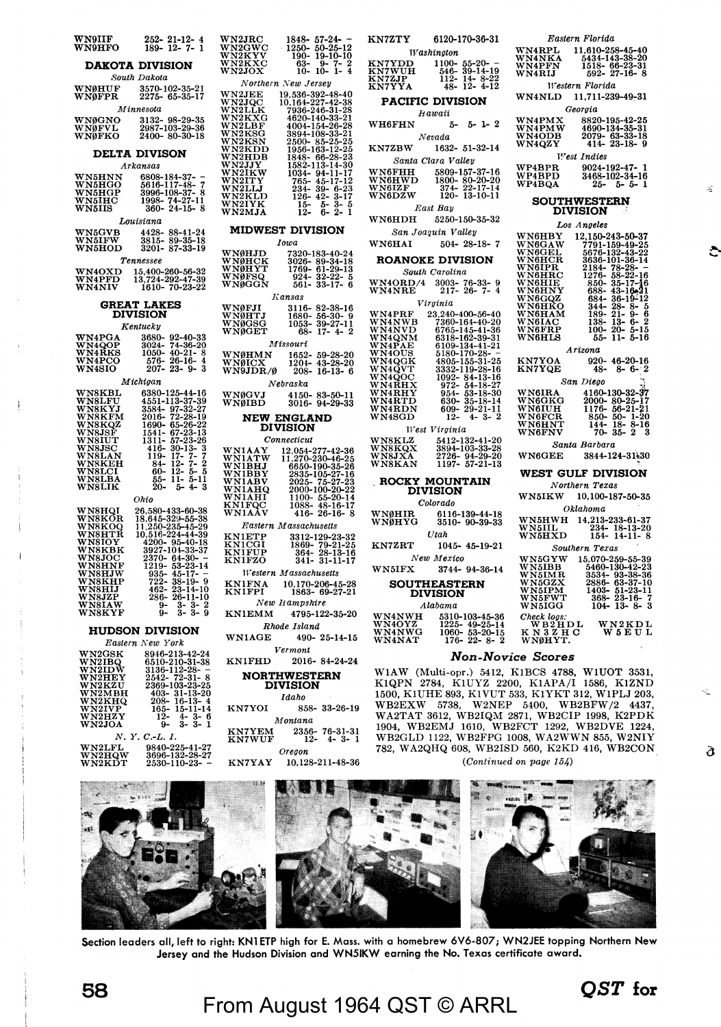WN9IIF 252- 21-12- 4
WN9HFO 189- 12- 7- 1

## DAKOTA DIVISION

*South Dakota*

WNØHUF 3570-102-35-21
WNØFPR 2275- 65-35-17

*Minnesota*

WNØGNO 3132- 98-29-35
WNØFVL 2987-103-29-36
WNØFKO 2400- 80-30-18

## DELTA DIVISON

*Arkansas*

WN5HNN 6808-184-37- –
WN5HGO 5616-117-48- 7
WN5HGP 3996-108-37- 8
WN5IHC 1998- 74-27-11
WN5IIS 360- 24-15- 8

*Louisiana*

WN5GVB 4428- 88-41-24
WN5IFW 3815- 89-35-18
WN5HOD 3201- 87-33-19

*Tennessee*

WN4OXD 15,400-260-56-32
WN4PFD 13,724-292-47-39
WN4NIV 1610- 70-23-22

## GREAT LAKES DIVISION

*Kentucky*

WN4PGA 3680- 92-40-33
WN4QOP 3024- 74-36-20
WN4RKS 1050- 40-21- 8
WN4PCO 576- 26-16- 4
WN4SIO 207- 23- 9- 3

*Michigan*

WN8KBL 6380-125-44-16
WN8LFU 4551-113-37-39
WN8KYJ 3584- 97-32-27
WN8KFM 2016- 72-28-19
WN8KQZ 1690- 65-26-22
WN8JSF 1541- 67-23-13
WN8IUT 1311- 57-23-26
WN8JSC 416- 30-13- 3
WN8LAN 119- 17- 7- 7
WN8KEH 84- 12- 7- 2
WN8LCI 60- 12- 5- 5
WN8LBA 55- 11- 5-11
WN8LIK 20- 5- 4- 3

*Ohio*

WN8HQI 26,580-433-60-38
WN8KOR 18,645-329-55-38
WN8KOQ 11,250-235-45-29
WN8HTR 10,516-224-44-39
WN8IOY 4200- 95-40-18
WN8KBK 3927-104-33-37
WN8JOC 2370- 64-30- –
WN8HNF 1219- 53-23-14
WN8HJW 935- 45-17- –
WN8KHP 722- 38-19- 9
WN8HIJ 462- 23-14-10
WN8JZP 286- 26-11-10
WN8IAW 9- 3- 3- 2
WN8KYF 9- 3- 3- 9

## HUDSON DIVISION

*Eastern New York*

WN2GSK 8946-213-42-24
WN2IBQ 6510-210-31-38
WN2IDW 3136-112-28- –
WN2HEY 2542- 72-31- 8
WN2KZU 2369-103-23-25
WN2MBH 403- 31-13-20
WN2KHQ 208- 16-13- 4
WN2IVP 165- 15-11-14
WN2HZY 12- 4- 3- 6
WN2JOA 9- 3- 3- 1

*N. Y. C.-L. I.*

WN2LFL 9840-225-41-27
WN2HQW 3696-132-28-27
WN2KDT 2530-110-23- –
WN2JRC 1848- 57-24- –
WN2GWC 1250- 50-25-12
WN2KYV 190- 19-10-10
WN2KXC 63- 9- 7- 2
WN2JOX 10- 10- 1- 4

*Northern New Jersey*

WN2JEE 19,536-392-48-40
WN2JQC 10,164-227-42-38
WN2LLK 7936-246-31-28
WN2KXG 4620-140-33-21
WN2LBF 4004-154-26-28
WN2KSG 3894-108-33-21
WN2KSN 2500- 85-25-25
WN2KDD 1956-163-12-25
WN2HDB 1848- 66-28-23
WN2JJY 1582-113-14-30
WN2IKW 1034- 94-11-17
WN2ITY 765- 45-17-12
WN2LLJ 234- 39- 6-23
WN2KLD 126- 42- 3-17
WN2IYK 15- 5- 3- 5
WN2MJA 12- 6- 2- 1

## MIDWEST DIVISION

*Iowa*

WNØHJD 7320-183-40-24
WNØHCK 3026- 89-34-18
WNØHYT 1769- 61-29-13
WNØFSQ 924- 32-22- 5
WNØGGN 561- 33-17- 6

*Kansas*

WNØFJI 3116- 82-38-16
WNØHTJ 1680- 56-30- 9
WNØGSG 1053- 39-27-11
WNØGET 68- 17- 4- 2

*Missouri*

WNØHMN 1652- 59-28-20
WNØICX 1204- 43-28-20
WN9JDR/Ø 208- 16-13- 6

*Nebraska*

WNØGVJ 4150- 83-50-11
WNØIBD 3016- 94-29-33

## NEW ENGLAND DIVISION

*Connecticut*

WN1AAY 12,054-277-42-36
WN1ATW 11,270-230-46-25
WN1BHJ 6650-190-35-26
WN1BBY 2835-105-27-16
WN1ABV 2025- 75-27-23
WN1AHQ 2000-100-20-22
WN1AHI 1100- 55-20-14
KN1FQC 1088- 48-16-17
WN1AAV 416- 26-16- 8

*Eastern Massachusetts*

KN1ETP 3312-129-23-32
KN1CGI 1869- 79-21-25
KN1FUP 364- 28-13-16
KN1FZO 341- 31-11-17

*Western Massachusetts*

KN1FNA 10,170-206-45-28
KN1FPI 1863- 69-27-21

*New Hampshire*

KN1EMM 4795-122-35-20

*Rhode Island*

WN1AGE 490- 25-14-15

*Vermont*

KN1FHD 2016- 84-24-24

## NORTHWESTERN DIVISION

*Idaho*

KN7YOI 858- 33-26-19

*Montana*

KN7YEM 2356- 76-31-31
KN7WUF 12- 4- 3- 1

*Oregon*

KN7YAY 10,128-211-48-36
KN7ZTY 6120-170-36-31

*Washington*

KN7YDD 1100- 55-20- –
KN7WUH 546- 39-14-19
KN7ZJP 112- 14- 8-22
KN7YYA 48- 12- 4-12

## PACIFIC DIVISION

*Hawaii*

WH6FHN 5- 5- 1- 2

*Nevada*

KN7ZBW 1632- 51-32-14

*Santa Clara Valley*

WN6FHH 5809-157-37-16
WN6HWD 1800- 80-20-20
WN6IZF 374- 22-17-14
WN6DZW 120- 13-10-11

*East Bay*

WN6HDH 5250-150-35-32

*San Joaquin Valley*

WN6HAI 504- 28-18- 7

## ROANOKE DIVISION

*South Carolina*

WN4ORD/4 3003- 76-33- 9
WN4NRE 217- 26- 7- 4

*Virginia*

WN4PRF 23,240-400-56-40
WN4NWB 7360-164-40-20
WN4NVD 6765-145-41-36
WN4QNM 6318-162-39-31
WN4PAE 6109-134-41-21
WN4OUS 5180-170-28- –
WN4QGK 4805-155-31-25
WN4QVT 3332-119-28-16
WN4QOC 1092- 84-13-16
WN4RHX 972- 54-18-27
WN4RHY 954- 53-18-30
WN4RTD 609- 35-18-14
WN4RDN 609- 29-21-11
WN4SGD 12- 4- 3- 2

*West Virginia*

WN8KLZ 5412-132-41-20
WN8KQX 3894-103-33-28
WN8JXA 2726- 94-29-20
WN8KAN 1197- 57-21-13

## ROCKY MOUNTAIN DIVISION

*Colorado*

WNØHIR 6116-139-44-18
WNØHYG 3510- 90-39-33

*Utah*

KN7ZRT 1045- 45-19-21

*New Mexico*

WN5IFX 3744- 94-36-14

## SOUTHEASTERN DIVISION

*Alabama*

WN4NWH 5310-103-45-36
WN4OYZ 1225- 49-25-14
WN4NWG 1060- 53-20-15
WN4NAT 176- 22- 8- 2

*Eastern Florida*

WN4RPL 11,610-258-45-40
WN4NKA 5434-143-38-20
WN4PFN 1518- 66-23-31
WN4RIJ 592- 27-16- 8

*Western Florida*

WN4NLD 11,711-239-49-31

*Georgia*

WN4PMX 8820-195-42-25
WN4PMW 4690-134-35-31
WN4ODB 2079- 63-33-18
WN4QZY 414- 23-18- 9

*West Indies*

WP4BPR 9024-192-47- 1
WP4BPD 3468-102-34-16
WP4BQA 25- 5- 5- 1

## SOUTHWESTERN DIVISION

*Los Angeles*

WN6HBY 12,150-243-50-37
WN6GAW 7791-159-49-25
WN6GEL 5676-132-43-22
WN6HCR 3636-101-36-14
WN6IPR 2184- 78-28- –
WN6HRC 1276- 58-22-16
WN6HIE 850- 35-17-16
WN6HNY 688- 43-16-21
WN6GQZ 684- 36-19-12
WN6HKO 344- 28- 8- 5
WN6HAM 189- 21- 9- 6
WN6IAC 138- 13- 6- 2
WN6FRP 100- 20- 5-15
WN6HLS 55- 11- 5-16

*Arizona*

KN7YOA 920- 46-20-16
KN7YQE 48- 8- 6- 2

*San Diego*

WN6IRA 4160-130-32-37
WN6GKG 2000- 80-25-17
WN6IUH 1176- 56-21-21
KN6FCR 850- 50- 1-20
WN6HNT 144- 18- 8-16
WN6FNV 70- 35- 2- 3

*Santa Barbara*

WN6GEE 3844-124-31-30

## WEST GULF DIVISION

*Northern Texas*

WN5IKW 10,100-187-50-35

*Oklahoma*

WN5HWH 14,213-233-61-37
WN5IIL 234- 18-13-20
WN5HXD 154- 14-11- 8

*Southern Texas*

WN5GYW 15,070-259-55-39
WN5IBB 5460-130-42-23
WN5IMR 3534- 93-38-36
WN5GZX 2886- 63-37-10
WN5IPM 1403- 51-23-11
WN5FWT 368- 23-16- 7
WN5IGG 104- 13- 8- 3

*Check logs:* WB2HDL, WN2KDL, KN3ZHC, W5EUL, WNØHYT.

## *Non-Novice Scores*

W1AW (Multi-opr.) 5412, K1BCS 4788, W1UOT 3531, K1QPN 2784, K1UYZ 2200, K1APA/1 1586, K1ZND 1500, K1UHE 893, K1VUT 533, K1YKT 312, W1PLJ 203, WB2EXW 5738, W2NEP 5400, WB2BFW/2 4437, WA2TAT 3612, WB2IQM 2871, WB2CIP 1998, K2PDK 1904, WB2EMJ 1610, WB2FCT 1292, WB2DVE 1224, WB2GLD 1122, WB2FPG 1008, WA2WWN 855, W2NIY 782, WA2QHQ 608, WB2ISD 560, K2KD 416, WB2CON

*(Continued on page 154)*

**Section leaders all, left to right: KN1ETP high for E. Mass. with a homebrew 6V6-807; WN2JEE topping Northern New Jersey and the Hudson Division and WN5IKW earning the No. Texas certificate award.**

From August 1964 QST © ARRL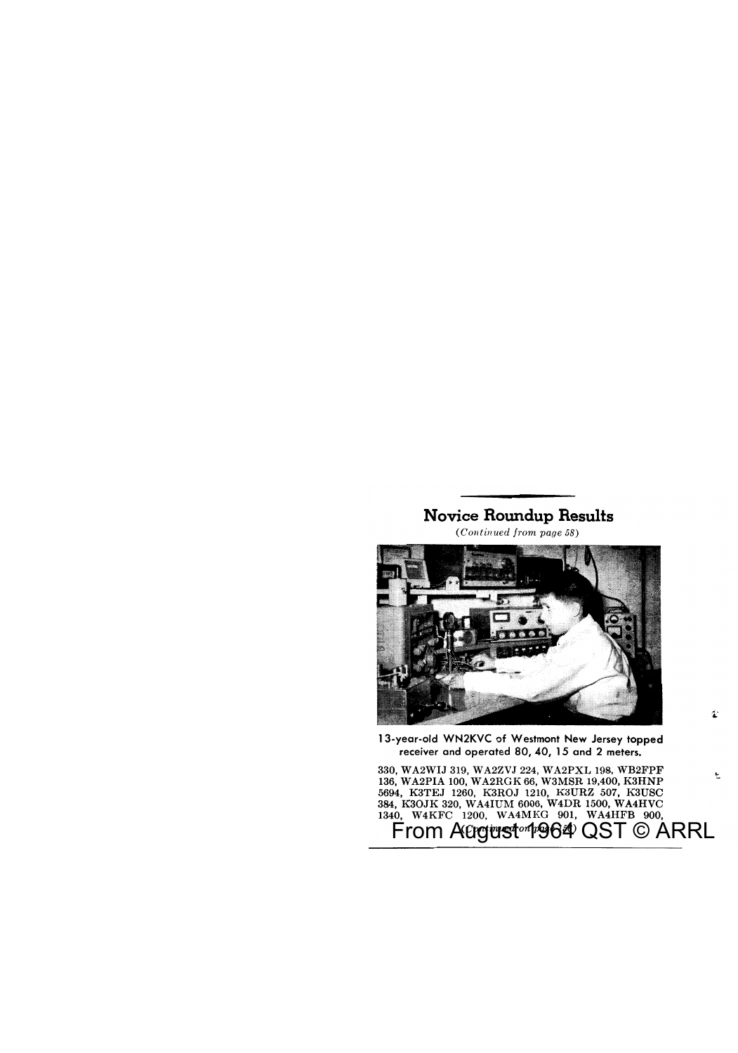## Novice Roundup Results

*(Continued from page 58)*

13-year-old WN2KVC of Westmont New Jersey topped receiver and operated 80, 40, 15 and 2 meters.

330, WA2WIJ 319, WA2ZVJ 224, WA2PXL 198, WB2FPF 136, WA2PIA 100, WA2RGK 66, W3MSR 19,400, K3HNP 5694, K3TEJ 1260, K3ROJ 1210, K3URZ 507, K3USC 384, K3OJK 320, WA4IUM 6006, W4DR 1500, WA4HVC 1340, W4KFC 1200, WA4MKG 901, WA4HFB 900,

*(Continued on page 150)*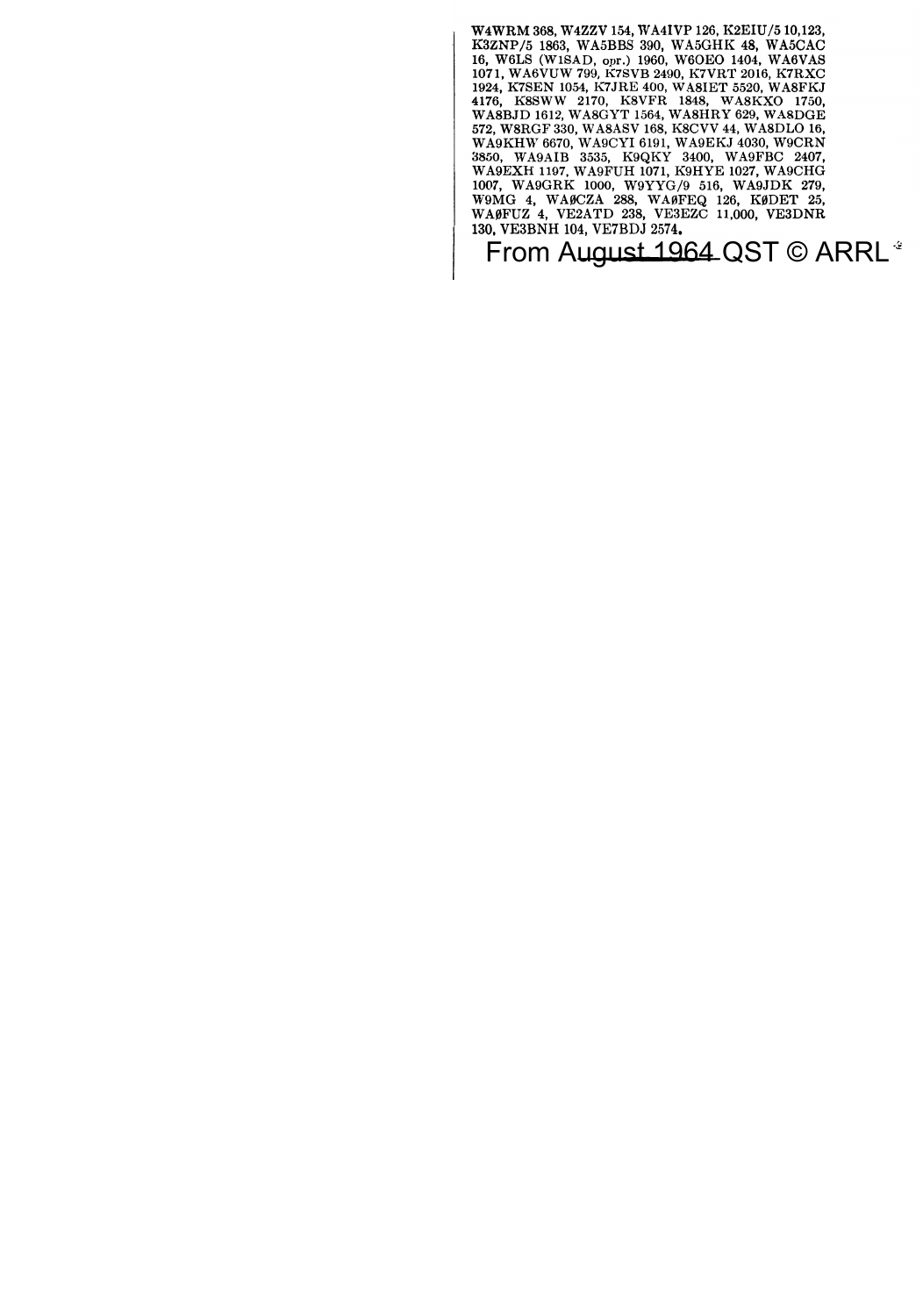W4WRM 368, W4ZZV 154, WA4IVP 126, K2EIU/5 10,123, K3ZNP/5 1863, WA5BBS 390, WA5GHK 48, WA5CAC 16, W6LS (W1SAD, opr.) 1960, W6OEO 1404, WA6VAS 1071, WA6VUW 799, K7SVB 2490, K7VRT 2016, K7RXC 1924, K7SEN 1054, K7JRE 400, WA8IET 5520, WA8FKJ 4176, K8SWW 2170, K8VFR 1848, WA8KXO 1750, WA8BJD 1612, WA8GYT 1564, WA8HRY 629, WA8DGE 572, W8RGF 330, WA8ASV 168, K8CVV 44, WA8DLO 16, WA9KHW 6670, WA9CYI 6191, WA9EKJ 4030, W9CRN 3850, WA9AIB 3535, K9QKY 3400, WA9FBC 2407, WA9EXH 1197, WA9FUH 1071, K9HYE 1027, WA9CHG 1007, WA9GRK 1000, W9YYG/9 516, WA9JDK 279, W9MG 4, WAØCZA 288, WAØFEQ 126, KØDET 25, WAØFUZ 4, VE2ATD 238, VE3EZC 11,000, VE3DNR 130, VE3BNH 104, VE7BDJ 2574.

From August 1964 QST © ARRL